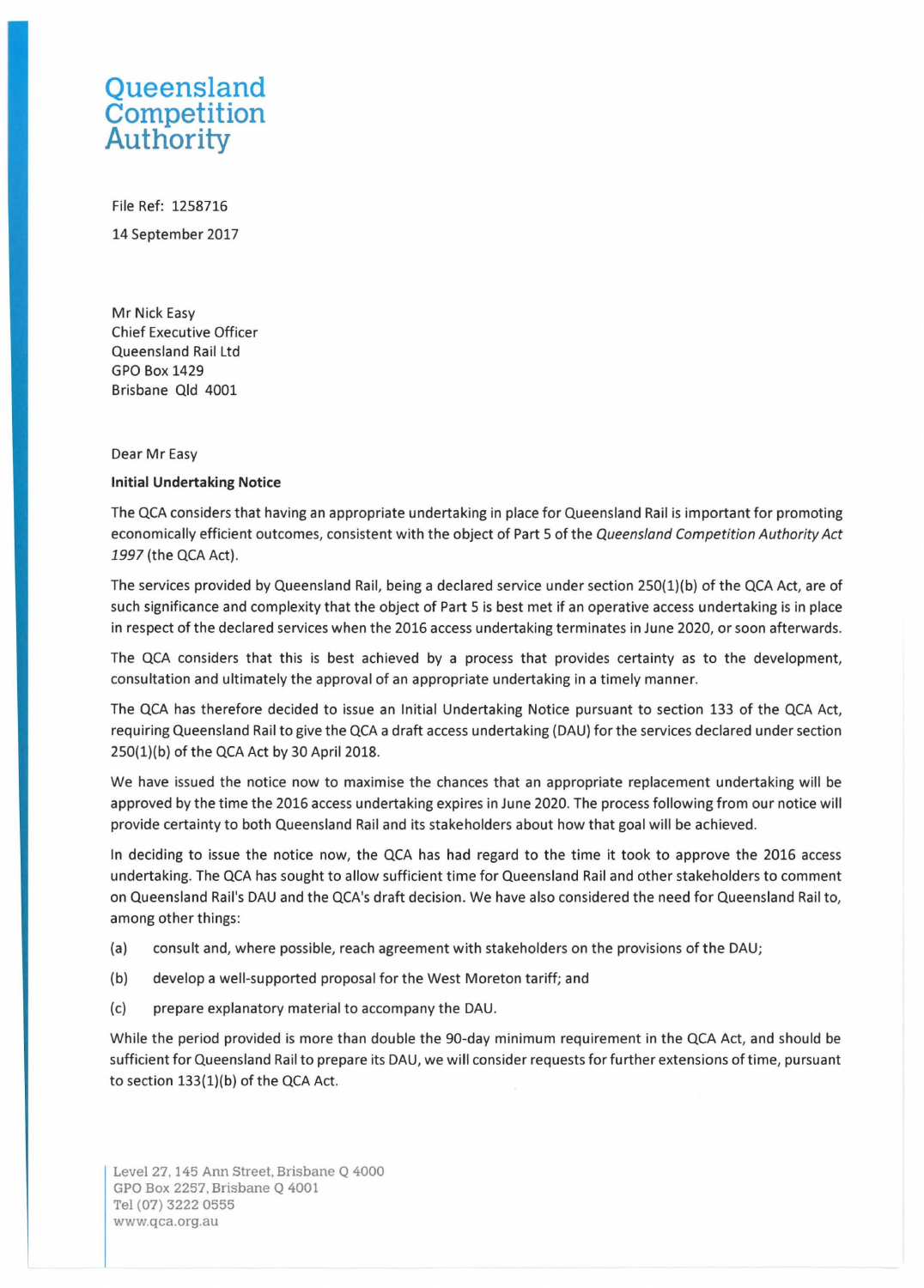Queensland Competition Authority

File Ref: 1258716

14 September 2017

Mr Nick Easy
Chief Executive Officer
Queensland Rail Ltd
GPO Box 1429
Brisbane Qld 4001

Dear Mr Easy

**Initial Undertaking Notice**

The QCA considers that having an appropriate undertaking in place for Queensland Rail is important for promoting economically efficient outcomes, consistent with the object of Part 5 of the *Queensland Competition Authority Act 1997* (the QCA Act).

The services provided by Queensland Rail, being a declared service under section 250(1)(b) of the QCA Act, are of such significance and complexity that the object of Part 5 is best met if an operative access undertaking is in place in respect of the declared services when the 2016 access undertaking terminates in June 2020, or soon afterwards.

The QCA considers that this is best achieved by a process that provides certainty as to the development, consultation and ultimately the approval of an appropriate undertaking in a timely manner.

The QCA has therefore decided to issue an Initial Undertaking Notice pursuant to section 133 of the QCA Act, requiring Queensland Rail to give the QCA a draft access undertaking (DAU) for the services declared under section 250(1)(b) of the QCA Act by 30 April 2018.

We have issued the notice now to maximise the chances that an appropriate replacement undertaking will be approved by the time the 2016 access undertaking expires in June 2020. The process following from our notice will provide certainty to both Queensland Rail and its stakeholders about how that goal will be achieved.

In deciding to issue the notice now, the QCA has had regard to the time it took to approve the 2016 access undertaking. The QCA has sought to allow sufficient time for Queensland Rail and other stakeholders to comment on Queensland Rail's DAU and the QCA's draft decision. We have also considered the need for Queensland Rail to, among other things:

(a) consult and, where possible, reach agreement with stakeholders on the provisions of the DAU;

(b) develop a well-supported proposal for the West Moreton tariff; and

(c) prepare explanatory material to accompany the DAU.

While the period provided is more than double the 90-day minimum requirement in the QCA Act, and should be sufficient for Queensland Rail to prepare its DAU, we will consider requests for further extensions of time, pursuant to section 133(1)(b) of the QCA Act.

Level 27, 145 Ann Street, Brisbane Q 4000
GPO Box 2257, Brisbane Q 4001
Tel (07) 3222 0555
www.qca.org.au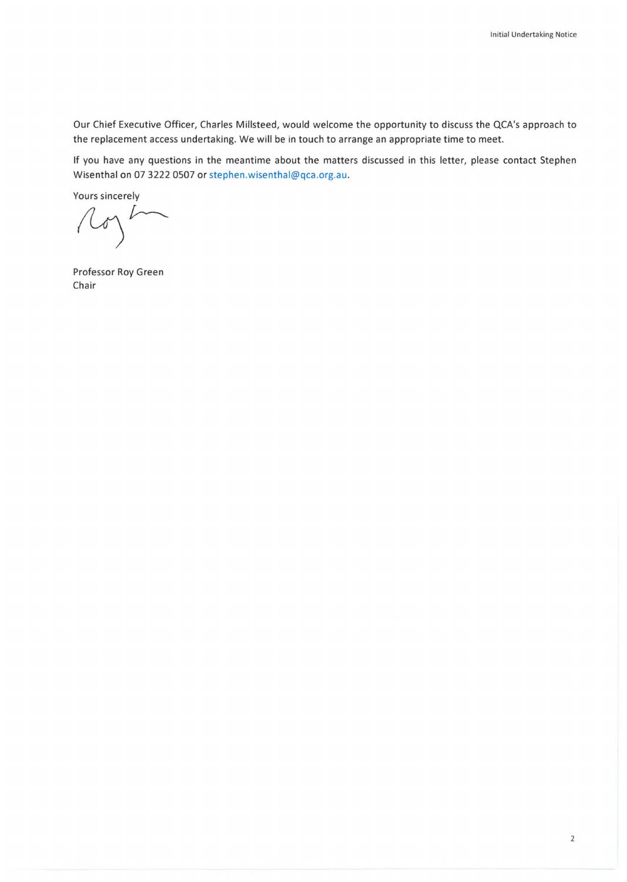Our Chief Executive Officer, Charles Millsteed, would welcome the opportunity to discuss the QCA's approach to the replacement access undertaking. We will be in touch to arrange an appropriate time to meet.

If you have any questions in the meantime about the matters discussed in this letter, please contact Stephen Wisenthal on 07 3222 0507 or stephen.wisenthal@qca.org.au.

Yours sincerely

Professor Roy Green
Chair